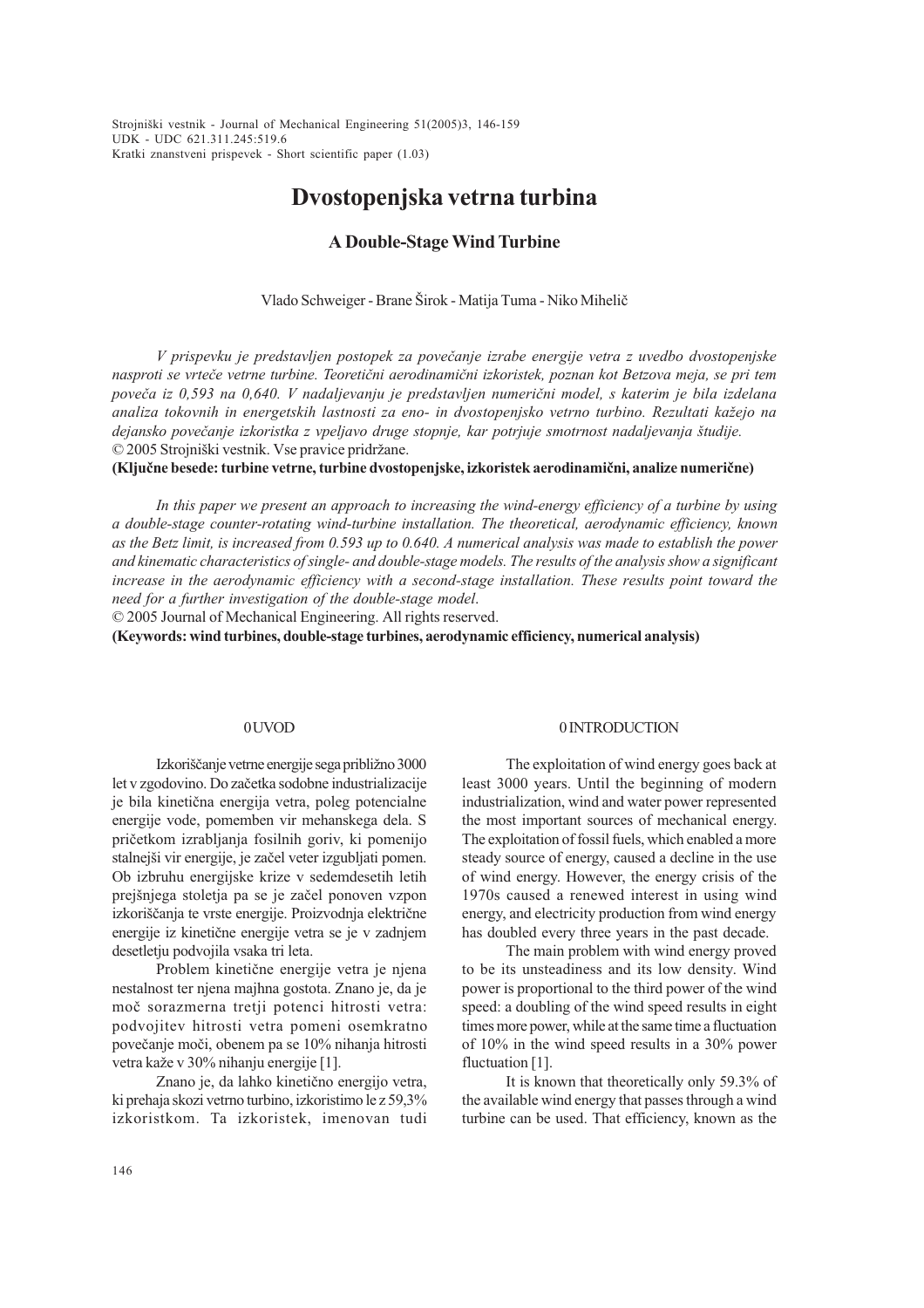Strojniški vestnik - Journal of Mechanical Engineering 51(2005)3, 146-159
UDK - UDC 621.311.245:519.6
Kratki znanstveni prispevek - Short scientific paper (1.03)

# Dvostopenjska vetrna turbina

## A Double-Stage Wind Turbine

Vlado Schweiger - Brane Širok - Matija Tuma - Niko Mihelič

*V prispevku je predstavljen postopek za povečanje izrabe energije vetra z uvedbo dvostopenjske nasproti se vrteče vetrne turbine. Teoretični aerodinamični izkoristek, poznan kot Betzova meja, se pri tem poveča iz 0,593 na 0,640. V nadaljevanju je predstavljen numerični model, s katerim je bila izdelana analiza tokovnih in energetskih lastnosti za eno- in dvostopenjsko vetrno turbino. Rezultati kažejo na dejansko povečanje izkoristka z vpeljavo druge stopnje, kar potrjuje smotrnost nadaljevanja študije.*
© 2005 Strojniški vestnik. Vse pravice pridržane.

**(Ključne besede: turbine vetrne, turbine dvostopenjske, izkoristek aerodinamični, analize numerične)**

*In this paper we present an approach to increasing the wind-energy efficiency of a turbine by using a double-stage counter-rotating wind-turbine installation. The theoretical, aerodynamic efficiency, known as the Betz limit, is increased from 0.593 up to 0.640. A numerical analysis was made to establish the power and kinematic characteristics of single- and double-stage models. The results of the analysis show a significant increase in the aerodynamic efficiency with a second-stage installation. These results point toward the need for a further investigation of the double-stage model.*
© 2005 Journal of Mechanical Engineering. All rights reserved.

**(Keywords: wind turbines, double-stage turbines, aerodynamic efficiency, numerical analysis)**

### 0 UVOD

Izkoriščanje vetrne energije sega približno 3000 let v zgodovino. Do začetka sodobne industrializacije je bila kinetična energija vetra, poleg potencialne energije vode, pomemben vir mehanskega dela. S pričetkom izrabljanja fosilnih goriv, ki pomenijo stalnejši vir energije, je začel veter izgubljati pomen. Ob izbruhu energijske krize v sedemdesetih letih prejšnjega stoletja pa se je začel ponoven vzpon izkoriščanja te vrste energije. Proizvodnja električne energije iz kinetične energije vetra se je v zadnjem desetletju podvojila vsaka tri leta.

Problem kinetične energije vetra je njena nestalnost ter njena majhna gostota. Znano je, da je moč sorazmerna tretji potenci hitrosti vetra: podvojitev hitrosti vetra pomeni osemkratno povečanje moči, obenem pa se 10% nihanja hitrosti vetra kaže v 30% nihanju energije [1].

Znano je, da lahko kinetično energijo vetra, ki prehaja skozi vetrno turbino, izkoristimo le z 59,3% izkoristkom. Ta izkoristek, imenovan tudi

### 0 INTRODUCTION

The exploitation of wind energy goes back at least 3000 years. Until the beginning of modern industrialization, wind and water power represented the most important sources of mechanical energy. The exploitation of fossil fuels, which enabled a more steady source of energy, caused a decline in the use of wind energy. However, the energy crisis of the 1970s caused a renewed interest in using wind energy, and electricity production from wind energy has doubled every three years in the past decade.

The main problem with wind energy proved to be its unsteadiness and its low density. Wind power is proportional to the third power of the wind speed: a doubling of the wind speed results in eight times more power, while at the same time a fluctuation of 10% in the wind speed results in a 30% power fluctuation [1].

It is known that theoretically only 59.3% of the available wind energy that passes through a wind turbine can be used. That efficiency, known as the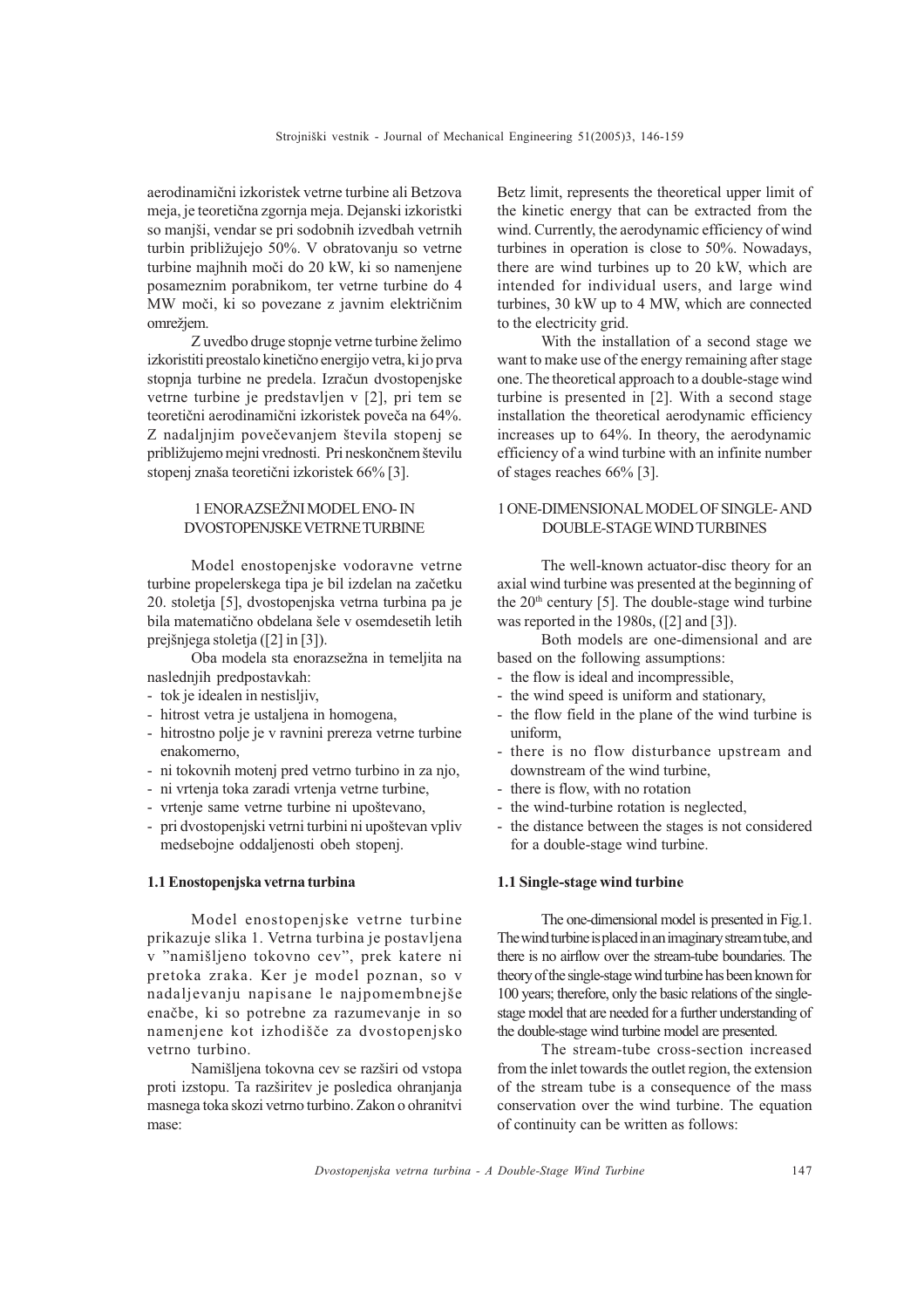aerodinamični izkoristek vetrne turbine ali Betzova meja, je teoretična zgornja meja. Dejanski izkoristki so manjši, vendar se pri sodobnih izvedbah vetrnih turbin približujejo 50%. V obratovanju so vetrne turbine majhnih moči do 20 kW, ki so namenjene posameznim porabnikom, ter vetrne turbine do 4 MW moči, ki so povezane z javnim električnim omrežjem.

Z uvedbo druge stopnje vetrne turbine želimo izkoristiti preostalo kinetično energijo vetra, ki jo prva stopnja turbine ne predela. Izračun dvostopenjske vetrne turbine je predstavljen v [2], pri tem se teoretični aerodinamični izkoristek poveča na 64%. Z nadaljnjim povečevanjem števila stopenj se približujemo mejni vrednosti. Pri neskončnem številu stopenj znaša teoretični izkoristek 66% [3].

## 1 ENORAZSEŽNI MODEL ENO- IN DVOSTOPENJSKE VETRNE TURBINE

Model enostopenjske vodoravne vetrne turbine propelerskega tipa je bil izdelan na začetku 20. stoletja [5], dvostopenjska vetrna turbina pa je bila matematično obdelana šele v osemdesetih letih prejšnjega stoletja ([2] in [3]).

Oba modela sta enorazsežna in temeljita na naslednjih predpostavkah:

- tok je idealen in nestisljiv,
- hitrost vetra je ustaljena in homogena,
- hitrostno polje je v ravnini prereza vetrne turbine enakomerno,
- ni tokovnih motenj pred vetrno turbino in za njo,
- ni vrtenja toka zaradi vrtenja vetrne turbine,
- vrtenje same vetrne turbine ni upoštevano,
- pri dvostopenjski vetrni turbini ni upoštevan vpliv medsebojne oddaljenosti obeh stopenj.

### 1.1 Enostopenjska vetrna turbina

Model enostopenjske vetrne turbine prikazuje slika 1. Vetrna turbina je postavljena v "namišljeno tokovno cev", prek katere ni pretoka zraka. Ker je model poznan, so v nadaljevanju napisane le najpomembnejše enačbe, ki so potrebne za razumevanje in so namenjene kot izhodišče za dvostopenjsko vetrno turbino.

Namišljena tokovna cev se razširi od vstopa proti izstopu. Ta razširitev je posledica ohranjanja masnega toka skozi vetrno turbino. Zakon o ohranitvi mase:

Betz limit, represents the theoretical upper limit of the kinetic energy that can be extracted from the wind. Currently, the aerodynamic efficiency of wind turbines in operation is close to 50%. Nowadays, there are wind turbines up to 20 kW, which are intended for individual users, and large wind turbines, 30 kW up to 4 MW, which are connected to the electricity grid.

With the installation of a second stage we want to make use of the energy remaining after stage one. The theoretical approach to a double-stage wind turbine is presented in [2]. With a second stage installation the theoretical aerodynamic efficiency increases up to 64%. In theory, the aerodynamic efficiency of a wind turbine with an infinite number of stages reaches 66% [3].

## 1 ONE-DIMENSIONAL MODEL OF SINGLE- AND DOUBLE-STAGE WIND TURBINES

The well-known actuator-disc theory for an axial wind turbine was presented at the beginning of the 20th century [5]. The double-stage wind turbine was reported in the 1980s, ([2] and [3]).

Both models are one-dimensional and are based on the following assumptions:

- the flow is ideal and incompressible,
- the wind speed is uniform and stationary,
- the flow field in the plane of the wind turbine is uniform,
- there is no flow disturbance upstream and downstream of the wind turbine,
- there is flow, with no rotation
- the wind-turbine rotation is neglected,
- the distance between the stages is not considered for a double-stage wind turbine.

### 1.1 Single-stage wind turbine

The one-dimensional model is presented in Fig.1. The wind turbine is placed in an imaginary stream tube, and there is no airflow over the stream-tube boundaries. The theory of the single-stage wind turbine has been known for 100 years; therefore, only the basic relations of the single-stage model that are needed for a further understanding of the double-stage wind turbine model are presented.

The stream-tube cross-section increased from the inlet towards the outlet region, the extension of the stream tube is a consequence of the mass conservation over the wind turbine. The equation of continuity can be written as follows: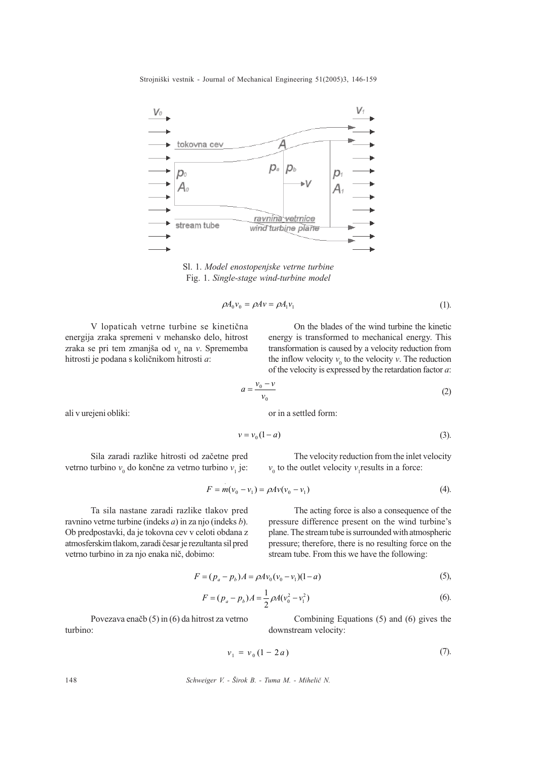Sl. 1. *Model enostopenjske vetrne turbine*
Fig. 1. *Single-stage wind-turbine model*

$$\rho A_0 v_0 = \rho A v = \rho A_1 v_1 \tag{1}$$

V lopaticah vetrne turbine se kinetična energija zraka spremeni v mehansko delo, hitrost zraka se pri tem zmanjša od $v_0$ na $v$. Sprememba hitrosti je podana s količnikom hitrosti $a$:

On the blades of the wind turbine the kinetic energy is transformed to mechanical energy. This transformation is caused by a velocity reduction from the inflow velocity $v_0$ to the velocity $v$. The reduction of the velocity is expressed by the retardation factor $a$:

$$a = \frac{v_0 - v}{v_0} \tag{2}$$

ali v urejeni obliki:

or in a settled form:

$$v = v_0 (1 - a) \tag{3}$$

Sila zaradi razlike hitrosti od začetne pred vetrno turbino $v_0$ do končne za vetrno turbino $v_1$ je:

The velocity reduction from the inlet velocity $v_0$ to the outlet velocity $v_1$ results in a force:

$$F = \dot{m}(v_0 - v_1) = \rho A v (v_0 - v_1) \tag{4}$$

Ta sila nastane zaradi razlike tlakov pred ravnino vetrne turbine (indeks *a*) in za njo (indeks *b*). Ob predpostavki, da je tokovna cev v celoti obdana z atmosferskim tlakom, zaradi česar je rezultanta sil pred vetrno turbino in za njo enaka nič, dobimo:

The acting force is also a consequence of the pressure difference present on the wind turbine's plane. The stream tube is surrounded with atmospheric pressure; therefore, there is no resulting force on the stream tube. From this we have the following:

$$F = (p_a - p_b) A = \rho A v_0 (v_0 - v_1)(1 - a) \tag{5}$$

$$F = (p_a - p_b) A = \frac{1}{2} \rho A (v_0^2 - v_1^2) \tag{6}$$

Povezava enačb (5) in (6) da hitrost za vetrno turbino:

Combining Equations (5) and (6) gives the downstream velocity:

$$v_1 = v_0 (1 - 2a) \tag{7}$$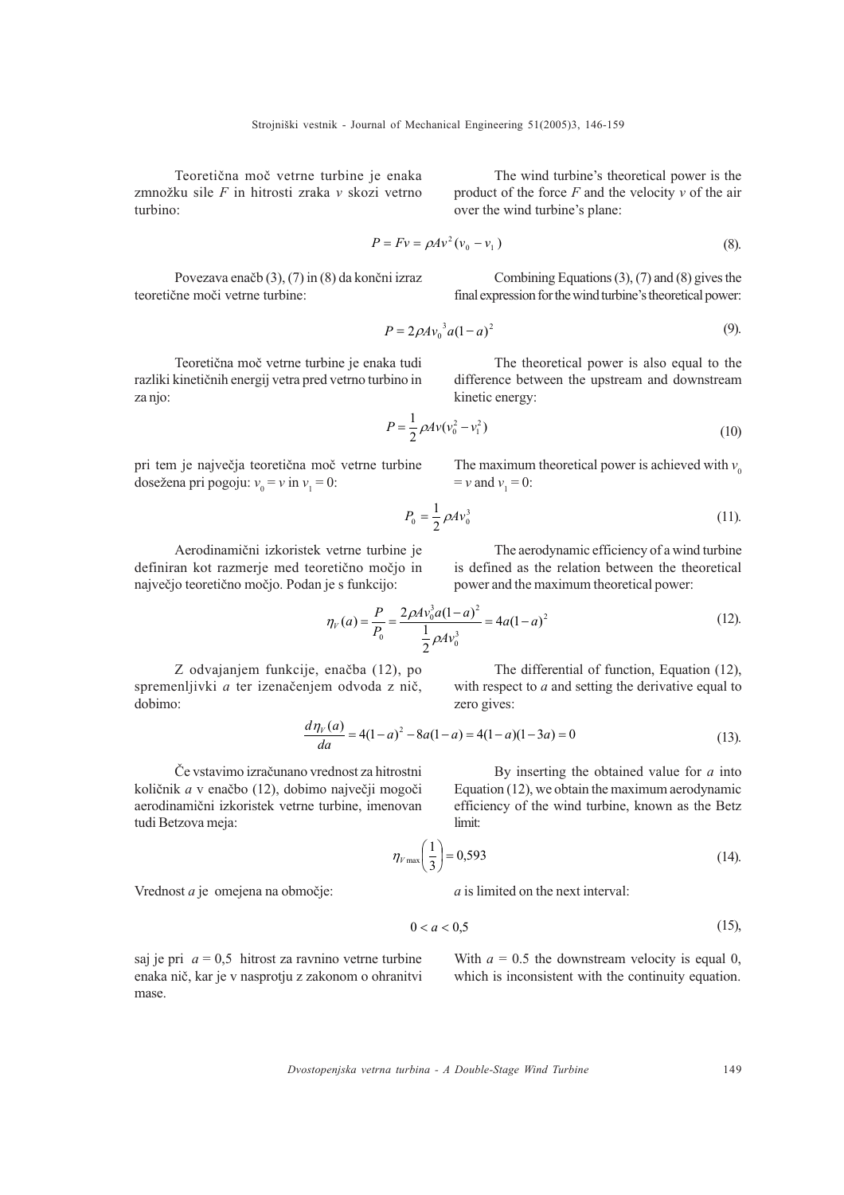Teoretična moč vetrne turbine je enaka zmnožku sile $F$ in hitrosti zraka $v$ skozi vetrno turbino:

The wind turbine's theoretical power is the product of the force $F$ and the velocity $v$ of the air over the wind turbine's plane:

$$P = Fv = \rho A v^2 (v_0 - v_1) \tag{8}$$

Povezava enačb (3), (7) in (8) da končni izraz teoretične moči vetrne turbine:

Combining Equations (3), (7) and (8) gives the final expression for the wind turbine's theoretical power:

$$P = 2\rho A {v_0}^3 a(1-a)^2 \tag{9}$$

Teoretična moč vetrne turbine je enaka tudi razliki kinetičnih energij vetra pred vetrno turbino in za njo:

The theoretical power is also equal to the difference between the upstream and downstream kinetic energy:

$$P = \frac{1}{2}\rho A v (v_0^2 - v_1^2) \tag{10}$$

pri tem je največja teoretična moč vetrne turbine dosežena pri pogoju: $v_0 = v$ in $v_1 = 0$:

The maximum theoretical power is achieved with $v_0 = v$ and $v_1 = 0$:

$$P_0 = \frac{1}{2}\rho A v_0^3 \tag{11}$$

Aerodinamični izkoristek vetrne turbine je definiran kot razmerje med teoretično močjo in največjo teoretično močjo. Podan je s funkcijo:

The aerodynamic efficiency of a wind turbine is defined as the relation between the theoretical power and the maximum theoretical power:

$$\eta_V(a) = \frac{P}{P_0} = \frac{2\rho A v_0^3 a(1-a)^2}{\frac{1}{2}\rho A v_0^3} = 4a(1-a)^2 \tag{12}$$

Z odvajanjem funkcije, enačba (12), po spremenljivki $a$ ter izenačenjem odvoda z nič, dobimo:

The differential of function, Equation (12), with respect to $a$ and setting the derivative equal to zero gives:

$$\frac{d\eta_V(a)}{da} = 4(1-a)^2 - 8a(1-a) = 4(1-a)(1-3a) = 0 \tag{13}$$

Če vstavimo izračunano vrednost za hitrostni količnik $a$ v enačbo (12), dobimo največji mogoči aerodinamični izkoristek vetrne turbine, imenovan tudi Betzova meja:

By inserting the obtained value for $a$ into Equation (12), we obtain the maximum aerodynamic efficiency of the wind turbine, known as the Betz limit:

$$\eta_{V\max}\left(\frac{1}{3}\right) = 0{,}593 \tag{14}$$

Vrednost $a$ je omejena na območje:

$a$ is limited on the next interval:

$$0 < a < 0{,}5 \tag{15}$$

saj je pri $a = 0{,}5$ hitrost za ravnino vetrne turbine enaka nič, kar je v nasprotju z zakonom o ohranitvi mase.

With $a = 0.5$ the downstream velocity is equal 0, which is inconsistent with the continuity equation.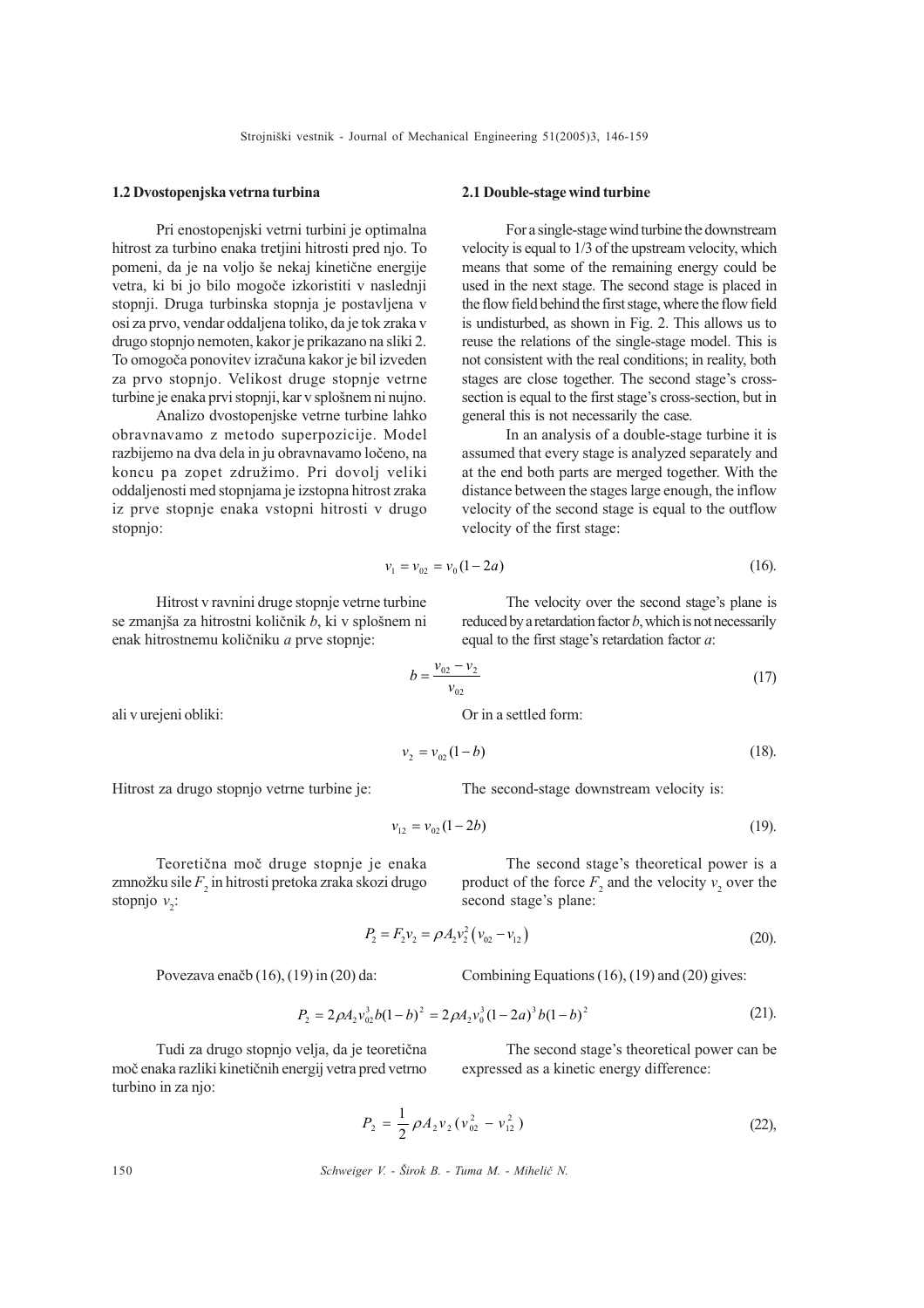## 1.2 Dvostopenjska vetrna turbina

Pri enostopenjski vetrni turbini je optimalna hitrost za turbino enaka tretjini hitrosti pred njo. To pomeni, da je na voljo še nekaj kinetične energije vetra, ki bi jo bilo mogoče izkoristiti v naslednji stopnji. Druga turbinska stopnja je postavljena v osi za prvo, vendar oddaljena toliko, da je tok zraka v drugo stopnjo nemoten, kakor je prikazano na sliki 2. To omogoča ponovitev izračuna kakor je bil izveden za prvo stopnjo. Velikost druge stopnje vetrne turbine je enaka prvi stopnji, kar v splošnem ni nujno.

Analizo dvostopenjske vetrne turbine lahko obravnavamo z metodo superpozicije. Model razbijemo na dva dela in ju obravnavamo ločeno, na koncu pa zopet združimo. Pri dovolj veliki oddaljenosti med stopnjama je izstopna hitrost zraka iz prve stopnje enaka vstopni hitrosti v drugo stopnjo:

## 2.1 Double-stage wind turbine

For a single-stage wind turbine the downstream velocity is equal to 1/3 of the upstream velocity, which means that some of the remaining energy could be used in the next stage. The second stage is placed in the flow field behind the first stage, where the flow field is undisturbed, as shown in Fig. 2. This allows us to reuse the relations of the single-stage model. This is not consistent with the real conditions; in reality, both stages are close together. The second stage's cross-section is equal to the first stage's cross-section, but in general this is not necessarily the case.

In an analysis of a double-stage turbine it is assumed that every stage is analyzed separately and at the end both parts are merged together. With the distance between the stages large enough, the inflow velocity of the second stage is equal to the outflow velocity of the first stage:

$$v_1 = v_{02} = v_0(1-2a) \tag{16}$$

Hitrost v ravnini druge stopnje vetrne turbine se zmanjša za hitrostni količnik $b$, ki v splošnem ni enak hitrostnemu količniku $a$ prve stopnje:

The velocity over the second stage's plane is reduced by a retardation factor $b$, which is not necessarily equal to the first stage's retardation factor $a$:

$$b = \frac{v_{02} - v_2}{v_{02}} \tag{17}$$

ali v urejeni obliki:

Or in a settled form:

$$v_2 = v_{02}(1-b) \tag{18}$$

Hitrost za drugo stopnjo vetrne turbine je:

The second-stage downstream velocity is:

$$v_{12} = v_{02}(1-2b) \tag{19}$$

Teoretična moč druge stopnje je enaka zmnožku sile $F_2$ in hitrosti pretoka zraka skozi drugo stopnjo $v_2$:

The second stage's theoretical power is a product of the force $F_2$ and the velocity $v_2$ over the second stage's plane:

$$P_2 = F_2 v_2 = \rho A_2 v_2^2 \left(v_{02} - v_{12}\right) \tag{20}$$

Povezava enačb (16), (19) in (20) da:

Combining Equations (16), (19) and (20) gives:

$$P_2 = 2\rho A_2 v_{02}^3 b(1-b)^2 = 2\rho A_2 v_0^3 (1-2a)^3 b(1-b)^2 \tag{21}$$

Tudi za drugo stopnjo velja, da je teoretična moč enaka razliki kinetičnih energij vetra pred vetrno turbino in za njo:

The second stage's theoretical power can be expressed as a kinetic energy difference:

$$P_2 = \frac{1}{2}\rho A_2 v_2 \left(v_{02}^2 - v_{12}^2\right) \tag{22}$$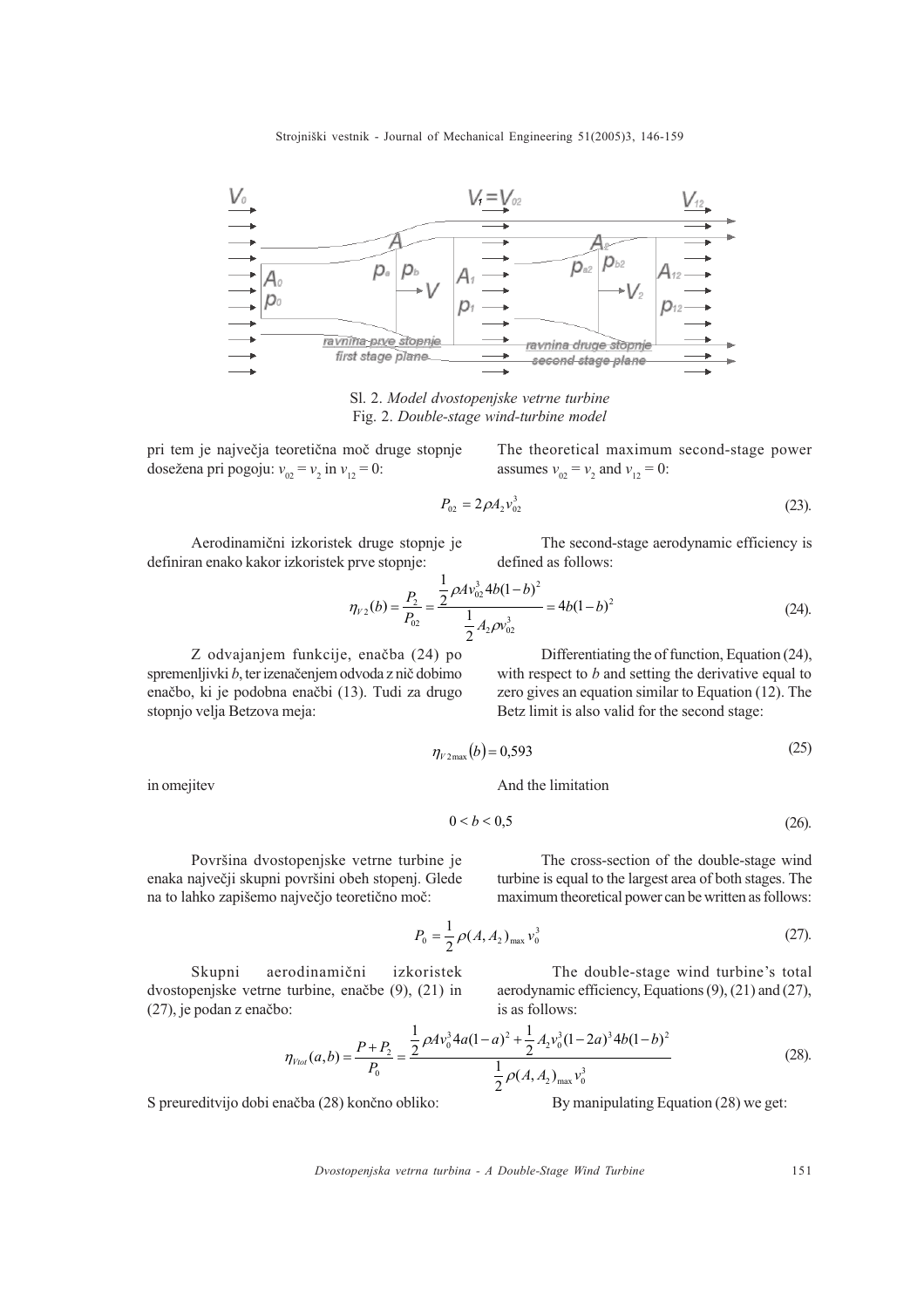Sl. 2. *Model dvostopenjske vetrne turbine*
Fig. 2. *Double-stage wind-turbine model*

pri tem je največja teoretična moč druge stopnje dosežena pri pogoju: $v_{02} = v_2$ in $v_{12} = 0$:

The theoretical maximum second-stage power assumes $v_{02} = v_2$ and $v_{12} = 0$:

$$P_{02} = 2\rho A_2 v_{02}^3 \tag{23}$$

Aerodinamični izkoristek druge stopnje je definiran enako kakor izkoristek prve stopnje:

The second-stage aerodynamic efficiency is defined as follows:

$$\eta_{V2}(b) = \frac{P_2}{P_{02}} = \frac{\frac{1}{2}\rho A v_{02}^3 4b(1-b)^2}{\frac{1}{2}A_2 \rho v_{02}^3} = 4b(1-b)^2 \tag{24}$$

Z odvajanjem funkcije, enačba (24) po spremenljivki $b$, ter izenačenjem odvoda z nič dobimo enačbo, ki je podobna enačbi (13). Tudi za drugo stopnjo velja Betzova meja:

Differentiating the of function, Equation (24), with respect to $b$ and setting the derivative equal to zero gives an equation similar to Equation (12). The Betz limit is also valid for the second stage:

$$\eta_{V2\max}(b) = 0{,}593 \tag{25}$$

in omejitev

And the limitation

$$0 < b < 0{,}5 \tag{26}$$

Površina dvostopenjske vetrne turbine je enaka največji skupni površini obeh stopenj. Glede na to lahko zapišemo največjo teoretično moč:

The cross-section of the double-stage wind turbine is equal to the largest area of both stages. The maximum theoretical power can be written as follows:

$$P_0 = \frac{1}{2}\rho (A, A_2)_{\max} v_0^3 \tag{27}$$

Skupni aerodinamični izkoristek dvostopenjske vetrne turbine, enačbe (9), (21) in (27), je podan z enačbo:

The double-stage wind turbine's total aerodynamic efficiency, Equations (9), (21) and (27), is as follows:

$$\eta_{Vtot}(a,b) = \frac{P + P_2}{P_0} = \frac{\frac{1}{2}\rho A v_0^3 4a(1-a)^2 + \frac{1}{2}A_2 v_0^3 (1-2a)^3 4b(1-b)^2}{\frac{1}{2}\rho (A, A_2)_{\max} v_0^3} \tag{28}$$

S preureditvijo dobi enačba (28) končno obliko:

By manipulating Equation (28) we get: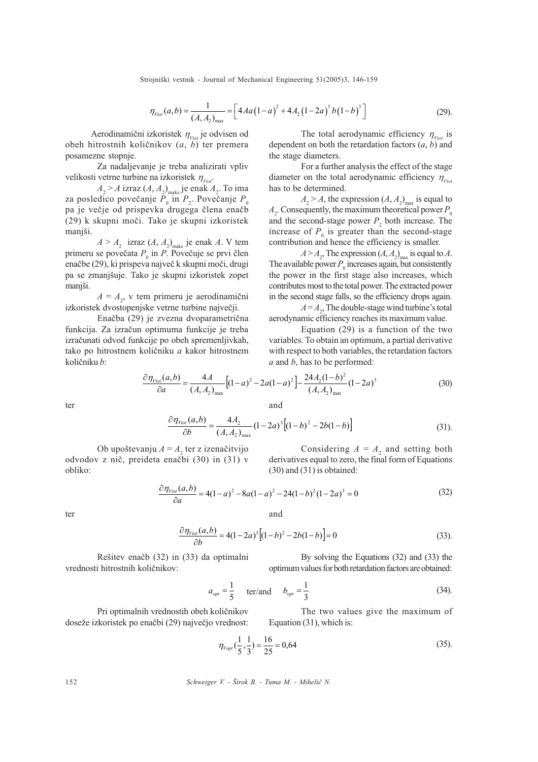$$\eta_{Vtot}(a,b) = \frac{1}{(A, A_2)_{\max}} = \left[ 4Aa(1-a)^2 + 4A_2(1-2a)^3 b(1-b)^3 \right] \tag{29}$$

Aerodinamični izkoristek $\eta_{Vtot}$ je odvisen od obeh hitrostnih količnikov ($a$, $b$) ter premera posamezne stopnje.

Za nadaljevanje je treba analizirati vpliv velikosti vetrne turbine na izkoristek $\eta_{Vtot}$.

$A_2 > A$ izraz $(A, A_2)_{\text{maks}}$ je enak $A_2$. To ima za posledico povečanje $P_0$ in $P_2$. Povečanje $P_0$ pa je večje od prispevka drugega člena enačb (29) k skupni moči. Tako je skupni izkoristek manjši.

$A > A_2$ izraz $(A, A_2)_{\text{maks}}$ je enak $A$. V tem primeru se povečata $P_0$ in $P$. Povečuje se prvi člen enačbe (29), ki prispeva največ k skupni moči, drugi pa se zmanjšuje. Tako je skupni izkoristek zopet manjši.

$A = A_2$, v tem primeru je aerodinamični izkoristek dvostopenjske vetrne turbine največji.

Enačba (29) je zvezna dvoparametrična funkcija. Za izračun optimuma funkcije je treba izračunati odvod funkcije po obeh spremenljivkah, tako po hitrostnem količniku $a$ kakor hitrostnem količniku $b$:

The total aerodynamic efficiency $\eta_{Vtot}$ is dependent on both the retardation factors ($a$, $b$) and the stage diameters.

For a further analysis the effect of the stage diameter on the total aerodynamic efficiency $\eta_{Vtot}$ has to be determined.

$A_2 > A$, the expression $(A, A_2)_{\max}$ is equal to $A_2$. Consequently, the maximum theoretical power $P_0$ and the second-stage power $P_2$ both increase. The increase of $P_0$ is greater than the second-stage contribution and hence the efficiency is smaller.

$A > A_2$, The expression $(A, A_2)_{\max}$ is equal to $A$. The available power $P_0$ increases again, but consistently the power in the first stage also increases, which contributes most to the total power. The extracted power in the second stage falls, so the efficiency drops again.

$A = A_2$, The double-stage wind turbine's total aerodynamic efficiency reaches its maximum value.

Equation (29) is a function of the two variables. To obtain an optimum, a partial derivative with respect to both variables, the retardation factors $a$ and $b$, has to be performed:

$$\frac{\partial \eta_{Vtot}(a,b)}{\partial a} = \frac{4A}{(A, A_2)_{\max}} \left[ (1-a)^2 - 2a(1-a)^2 \right] - \frac{24A_2(1-b)^2}{(A, A_2)_{\max}} (1-2a)^3 \tag{30}$$

ter / and

$$\frac{\partial \eta_{Vtot}(a,b)}{\partial b} = \frac{4A_2}{(A, A_2)_{\max}} (1-2a)^3 \left[ (1-b)^2 - 2b(1-b) \right] \tag{31}$$

Ob upoštevanju $A = A_2$ ter z izenačitvijo odvodov z nič, preideta enačbi (30) in (31) v obliko:

Considering $A = A_2$ and setting both derivatives equal to zero, the final form of Equations (30) and (31) is obtained:

$$\frac{\partial \eta_{Vtot}(a,b)}{\partial a} = 4(1-a)^2 - 8a(1-a)^2 - 24(1-b)^2(1-2a)^3 = 0 \tag{32}$$

ter / and

$$\frac{\partial \eta_{Vtot}(a,b)}{\partial b} = 4(1-2a)^3 \left[ (1-b)^2 - 2b(1-b) \right] = 0 \tag{33}$$

Rešitev enačb (32) in (33) da optimalni vrednosti hitrostnih količnikov:

By solving the Equations (32) and (33) the optimum values for both retardation factors are obtained:

$$a_{opt} = \frac{1}{5} \quad \text{ter/and} \quad b_{opt} = \frac{1}{3} \tag{34}$$

Pri optimalnih vrednostih obeh količnikov doseže izkoristek po enačbi (29) največjo vrednost:

The two values give the maximum of Equation (31), which is:

$$\eta_{Vopt}\left(\frac{1}{5}, \frac{1}{3}\right) = \frac{16}{25} = 0{,}64 \tag{35}$$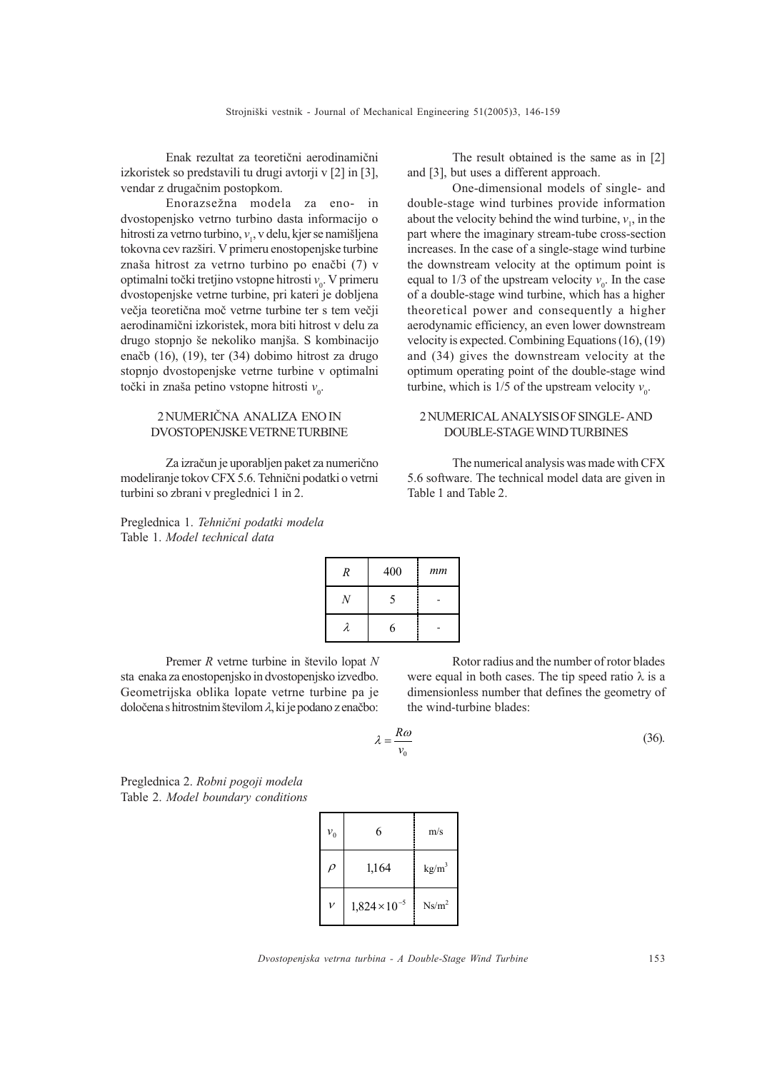Enak rezultat za teoretični aerodinamični izkoristek so predstavili tu drugi avtorji v [2] in [3], vendar z drugačnim postopkom.

Enorazsežna modela za eno- in dvostopenjsko vetrno turbino dasta informacijo o hitrosti za vetrno turbino, $v_1$, v delu, kjer se namišljena tokovna cev razširi. V primeru enostopenjske turbine znaša hitrost za vetrno turbino po enačbi (7) v optimalni točki tretjino vstopne hitrosti $v_0$. V primeru dvostopenjske vetrne turbine, pri kateri je dobljena večja teoretična moč vetrne turbine ter s tem večji aerodinamični izkoristek, mora biti hitrost v delu za drugo stopnjo še nekoliko manjša. S kombinacijo enačb (16), (19), ter (34) dobimo hitrost za drugo stopnjo dvostopenjske vetrne turbine v optimalni točki in znaša petino vstopne hitrosti $v_0$.

The result obtained is the same as in [2] and [3], but uses a different approach.

One-dimensional models of single- and double-stage wind turbines provide information about the velocity behind the wind turbine, $v_1$, in the part where the imaginary stream-tube cross-section increases. In the case of a single-stage wind turbine the downstream velocity at the optimum point is equal to 1/3 of the upstream velocity $v_0$. In the case of a double-stage wind turbine, which has a higher theoretical power and consequently a higher aerodynamic efficiency, an even lower downstream velocity is expected. Combining Equations (16), (19) and (34) gives the downstream velocity at the optimum operating point of the double-stage wind turbine, which is 1/5 of the upstream velocity $v_0$.

## 2 NUMERIČNA ANALIZA ENO IN DVOSTOPENJSKE VETRNE TURBINE

## 2 NUMERICAL ANALYSIS OF SINGLE- AND DOUBLE-STAGE WIND TURBINES

Za izračun je uporabljen paket za numerično modeliranje tokov CFX 5.6. Tehnični podatki o vetrni turbini so zbrani v preglednici 1 in 2.

The numerical analysis was made with CFX 5.6 software. The technical model data are given in Table 1 and Table 2.

Preglednica 1. *Tehnični podatki modela*
Table 1. *Model technical data*

| | | |
|---|---|---|
| $R$ | 400 | *mm* |
| $N$ | 5 | - |
| $\lambda$ | 6 | - |

Premer $R$ vetrne turbine in število lopat $N$ sta enaka za enostopenjsko in dvostopenjsko izvedbo. Geometrijska oblika lopate vetrne turbine pa je določena s hitrostnim številom $\lambda$, ki je podano z enačbo:

Rotor radius and the number of rotor blades were equal in both cases. The tip speed ratio $\lambda$ is a dimensionless number that defines the geometry of the wind-turbine blades:

$$\lambda = \frac{R\omega}{v_0} \tag{36}$$

Preglednica 2. *Robni pogoji modela*
Table 2. *Model boundary conditions*

| | | |
|---|---|---|
| $v_0$ | 6 | m/s |
| $\rho$ | 1,164 | kg/m$^3$ |
| $\nu$ | $1{,}824 \times 10^{-5}$ | Ns/m$^2$ |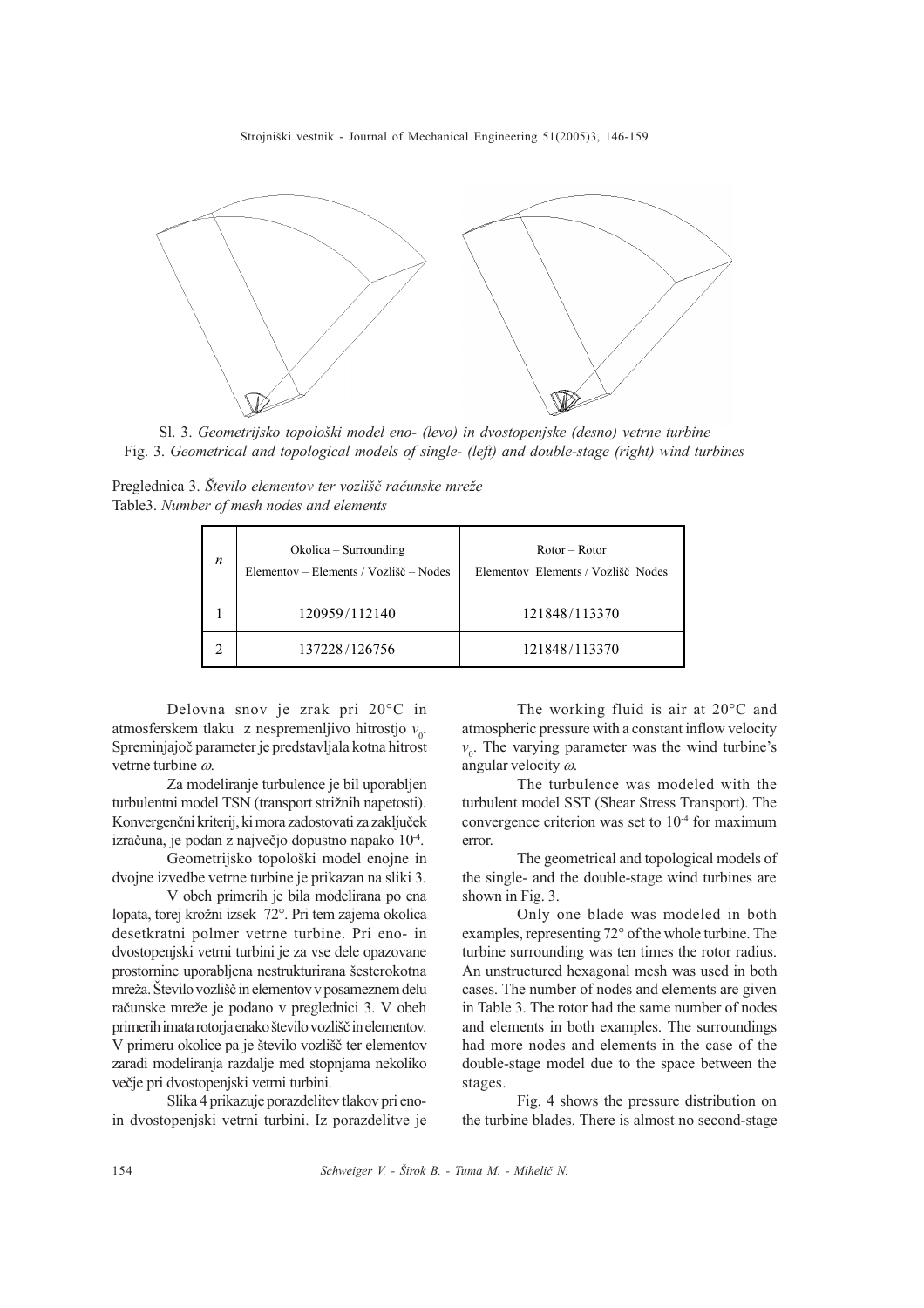Sl. 3. *Geometrijsko topološki model eno- (levo) in dvostopenjske (desno) vetrne turbine*
Fig. 3. *Geometrical and topological models of single- (left) and double-stage (right) wind turbines*

Preglednica 3. *Število elementov ter vozlišč računske mreže*
Table3. *Number of mesh nodes and elements*

| $n$ | Okolica – Surrounding<br>Elementov – Elements / Vozlišč – Nodes | Rotor – Rotor<br>Elementov Elements / Vozlišč Nodes |
|---|---|---|
| 1 | 120959/112140 | 121848/113370 |
| 2 | 137228/126756 | 121848/113370 |

Delovna snov je zrak pri 20°C in atmosferskem tlaku z nespremenljivo hitrostjo $v_0$. Spreminjajoč parameter je predstavljala kotna hitrost vetrne turbine $\omega$.

Za modeliranje turbulence je bil uporabljen turbulentni model TSN (transport strižnih napetosti). Konvergenčni kriterij, ki mora zadostovati za zaključek izračuna, je podan z največjo dopustno napako $10^{-4}$.

Geometrijsko topološki model enojne in dvojne izvedbe vetrne turbine je prikazan na sliki 3.

V obeh primerih je bila modelirana po ena lopata, torej krožni izsek 72°. Pri tem zajema okolica desetkratni polmer vetrne turbine. Pri eno- in dvostopenjski vetrni turbini je za vse dele opazovane prostornine uporabljena nestrukturirana šesterokotna mreža. Število vozlišč in elementov v posameznem delu računske mreže je podano v preglednici 3. V obeh primerih imata rotorja enako število vozlišč in elementov. V primeru okolice pa je število vozlišč ter elementov zaradi modeliranja razdalje med stopnjama nekoliko večje pri dvostopenjski vetrni turbini.

Slika 4 prikazuje porazdelitev tlakov pri eno- in dvostopenjski vetrni turbini. Iz porazdelitve je

The working fluid is air at 20°C and atmospheric pressure with a constant inflow velocity $v_0$. The varying parameter was the wind turbine's angular velocity $\omega$.

The turbulence was modeled with the turbulent model SST (Shear Stress Transport). The convergence criterion was set to $10^{-4}$ for maximum error.

The geometrical and topological models of the single- and the double-stage wind turbines are shown in Fig. 3.

Only one blade was modeled in both examples, representing 72° of the whole turbine. The turbine surrounding was ten times the rotor radius. An unstructured hexagonal mesh was used in both cases. The number of nodes and elements are given in Table 3. The rotor had the same number of nodes and elements in both examples. The surroundings had more nodes and elements in the case of the double-stage model due to the space between the stages.

Fig. 4 shows the pressure distribution on the turbine blades. There is almost no second-stage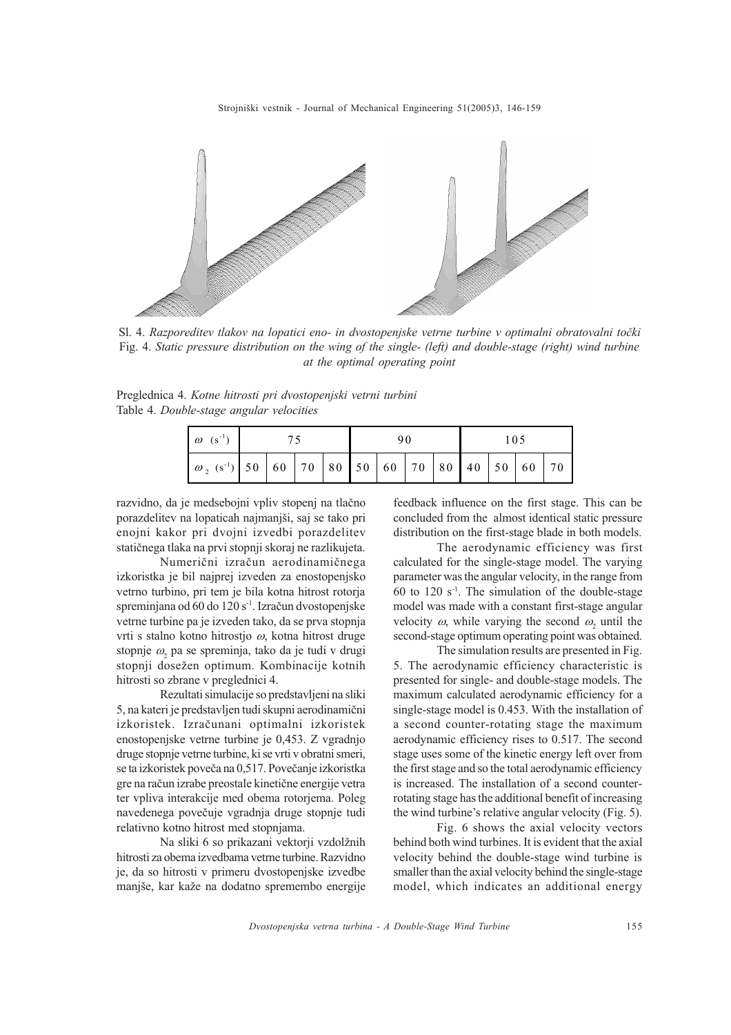Sl. 4. *Razporeditev tlakov na lopatici eno- in dvostopenjske vetrne turbine v optimalni obratovalni točki*
Fig. 4. *Static pressure distribution on the wing of the single- (left) and double-stage (right) wind turbine at the optimal operating point*

Preglednica 4. *Kotne hitrosti pri dvostopenjski vetrni turbini*
Table 4. *Double-stage angular velocities*

| $\omega$ ($s^{-1}$) | 75 | | | | 90 | | | | 105 | | | |
|---|---|---|---|---|---|---|---|---|---|---|---|---|
| $\omega_2$ ($s^{-1}$) | 50 | 60 | 70 | 80 | 50 | 60 | 70 | 80 | 40 | 50 | 60 | 70 |

razvidno, da je medsebojni vpliv stopenj na tlačno porazdelitev na lopaticah najmanjši, saj se tako pri enojni kakor pri dvojni izvedbi porazdelitev statičnega tlaka na prvi stopnji skoraj ne razlikujeta.

Numerični izračun aerodinamičnega izkoristka je bil najprej izveden za enostopenjsko vetrno turbino, pri tem je bila kotna hitrost rotorja spreminjana od 60 do 120 $s^{-1}$. Izračun dvostopenjske vetrne turbine pa je izveden tako, da se prva stopnja vrti s stalno kotno hitrostjo $\omega$, kotna hitrost druge stopnje $\omega_2$ pa se spreminja, tako da je tudi v drugi stopnji dosežen optimum. Kombinacije kotnih hitrosti so zbrane v preglednici 4.

Rezultati simulacije so predstavljeni na sliki 5, na kateri je predstavljen tudi skupni aerodinamični izkoristek. Izračunani optimalni izkoristek enostopenjske vetrne turbine je 0,453. Z vgradnjo druge stopnje vetrne turbine, ki se vrti v obratni smeri, se ta izkoristek poveča na 0,517. Povečanje izkoristka gre na račun izrabe preostale kinetične energije vetra ter vpliva interakcije med obema rotorjema. Poleg navedenega povečuje vgradnja druge stopnje tudi relativno kotno hitrost med stopnjama.

Na sliki 6 so prikazani vektorji vzdolžnih hitrosti za obema izvedbama vetrne turbine. Razvidno je, da so hitrosti v primeru dvostopenjske izvedbe manjše, kar kaže na dodatno spremembo energije

feedback influence on the first stage. This can be concluded from the almost identical static pressure distribution on the first-stage blade in both models.

The aerodynamic efficiency was first calculated for the single-stage model. The varying parameter was the angular velocity, in the range from 60 to 120 $s^{-1}$. The simulation of the double-stage model was made with a constant first-stage angular velocity $\omega$, while varying the second $\omega_2$ until the second-stage optimum operating point was obtained.

The simulation results are presented in Fig. 5. The aerodynamic efficiency characteristic is presented for single- and double-stage models. The maximum calculated aerodynamic efficiency for a single-stage model is 0.453. With the installation of a second counter-rotating stage the maximum aerodynamic efficiency rises to 0.517. The second stage uses some of the kinetic energy left over from the first stage and so the total aerodynamic efficiency is increased. The installation of a second counter-rotating stage has the additional benefit of increasing the wind turbine's relative angular velocity (Fig. 5).

Fig. 6 shows the axial velocity vectors behind both wind turbines. It is evident that the axial velocity behind the double-stage wind turbine is smaller than the axial velocity behind the single-stage model, which indicates an additional energy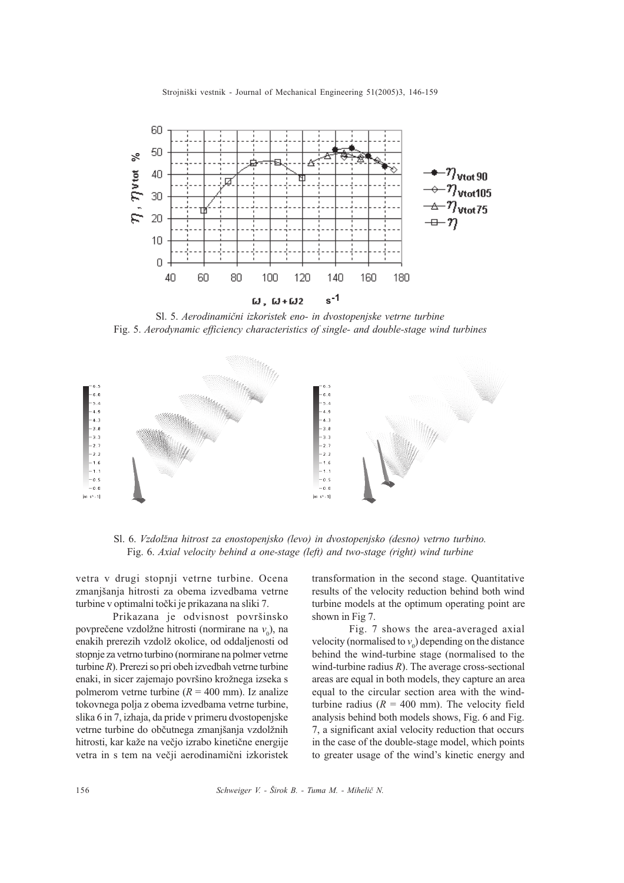Sl. 5. *Aerodinamični izkoristek eno- in dvostopenjske vetrne turbine*
Fig. 5. *Aerodynamic efficiency characteristics of single- and double-stage wind turbines*

Sl. 6. *Vzdolžna hitrost za enostopenjsko (levo) in dvostopenjsko (desno) vetrno turbino.*
Fig. 6. *Axial velocity behind a one-stage (left) and two-stage (right) wind turbine*

vetra v drugi stopnji vetrne turbine. Ocena zmanjšanja hitrosti za obema izvedbama vetrne turbine v optimalni točki je prikazana na sliki 7.

Prikazana je odvisnost površinsko povprečene vzdolžne hitrosti (normirane na $v_0$), na enakih prerezih vzdolž okolice, od oddaljenosti od stopnje za vetrno turbino (normirane na polmer vetrne turbine $R$). Prerezi so pri obeh izvedbah vetrne turbine enaki, in sicer zajemajo površino krožnega izseka s polmerom vetrne turbine ($R$ = 400 mm). Iz analize tokovnega polja z obema izvedbama vetrne turbine, slika 6 in 7, izhaja, da pride v primeru dvostopenjske vetrne turbine do občutnega zmanjšanja vzdolžnih hitrosti, kar kaže na večjo izrabo kinetične energije vetra in s tem na večji aerodinamični izkoristek

transformation in the second stage. Quantitative results of the velocity reduction behind both wind turbine models at the optimum operating point are shown in Fig 7.

Fig. 7 shows the area-averaged axial velocity (normalised to $v_0$) depending on the distance behind the wind-turbine stage (normalised to the wind-turbine radius $R$). The average cross-sectional areas are equal in both models, they capture an area equal to the circular section area with the wind-turbine radius ($R$ = 400 mm). The velocity field analysis behind both models shows, Fig. 6 and Fig. 7, a significant axial velocity reduction that occurs in the case of the double-stage model, which points to greater usage of the wind's kinetic energy and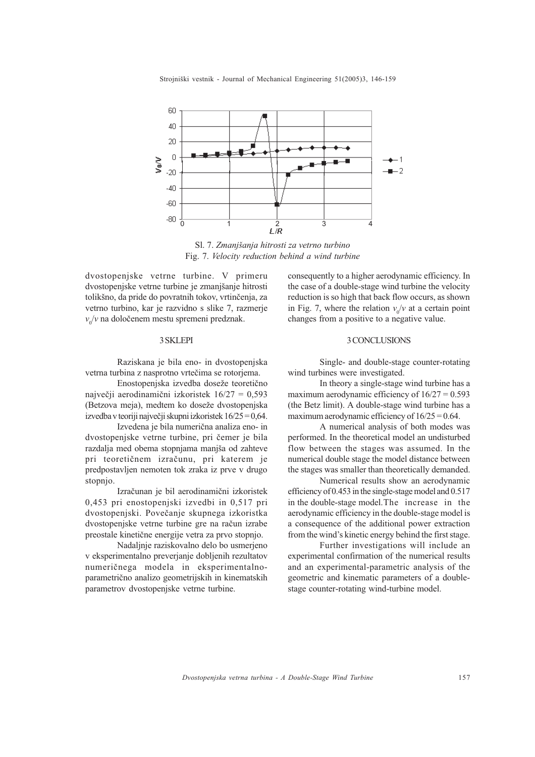Sl. 7. *Zmanjšanja hitrosti za vetrno turbino*
Fig. 7. *Velocity reduction behind a wind turbine*

dvostopenjske vetrne turbine. V primeru dvostopenjske vetrne turbine je zmanjšanje hitrosti tolikšno, da pride do povratnih tokov, vrtinčenja, za vetrno turbino, kar je razvidno s slike 7, razmerje $v_0/v$ na določenem mestu spremeni predznak.

consequently to a higher aerodynamic efficiency. In the case of a double-stage wind turbine the velocity reduction is so high that back flow occurs, as shown in Fig. 7, where the relation $v_0/v$ at a certain point changes from a positive to a negative value.

## 3 SKLEPI

Raziskana je bila eno- in dvostopenjska vetrna turbina z nasprotno vrtečima se rotorjema.

Enostopenjska izvedba doseže teoretično največji aerodinamični izkoristek 16/27 = 0,593 (Betzova meja), medtem ko doseže dvostopenjska izvedba v teoriji največji skupni izkoristek 16/25 = 0,64.

Izvedena je bila numerična analiza eno- in dvostopenjske vetrne turbine, pri čemer je bila razdalja med obema stopnjama manjša od zahteve pri teoretičnem izračunu, pri katerem je predpostavljen nemoten tok zraka iz prve v drugo stopnjo.

Izračunan je bil aerodinamični izkoristek 0,453 pri enostopenjski izvedbi in 0,517 pri dvostopenjski. Povečanje skupnega izkoristka dvostopenjske vetrne turbine gre na račun izrabe preostale kinetične energije vetra za prvo stopnjo.

Nadaljnje raziskovalno delo bo usmerjeno v eksperimentalno preverjanje dobljenih rezultatov numeričnega modela in eksperimentalno-parametrično analizo geometrijskih in kinematskih parametrov dvostopenjske vetrne turbine.

## 3 CONCLUSIONS

Single- and double-stage counter-rotating wind turbines were investigated.

In theory a single-stage wind turbine has a maximum aerodynamic efficiency of 16/27 = 0.593 (the Betz limit). A double-stage wind turbine has a maximum aerodynamic efficiency of 16/25 = 0.64.

A numerical analysis of both modes was performed. In the theoretical model an undisturbed flow between the stages was assumed. In the numerical double stage the model distance between the stages was smaller than theoretically demanded.

Numerical results show an aerodynamic efficiency of 0.453 in the single-stage model and 0.517 in the double-stage model. The increase in the aerodynamic efficiency in the double-stage model is a consequence of the additional power extraction from the wind's kinetic energy behind the first stage.

Further investigations will include an experimental confirmation of the numerical results and an experimental-parametric analysis of the geometric and kinematic parameters of a double-stage counter-rotating wind-turbine model.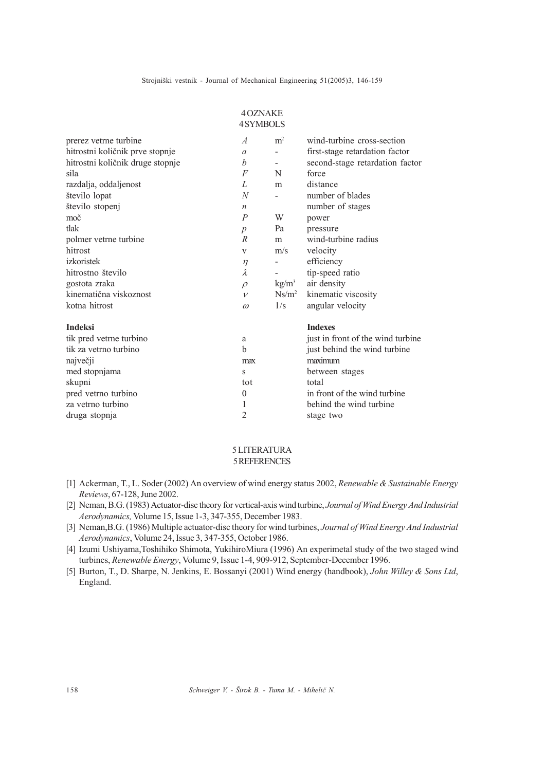## 4 OZNAKE
## 4 SYMBOLS

| | | | |
|---|---|---|---|
| prerez vetrne turbine | $A$ | $m^2$ | wind-turbine cross-section |
| hitrostni količnik prve stopnje | $a$ | - | first-stage retardation factor |
| hitrostni količnik druge stopnje | $b$ | - | second-stage retardation factor |
| sila | $F$ | N | force |
| razdalja, oddaljenost | $L$ | m | distance |
| število lopat | $N$ | - | number of blades |
| število stopenj | $n$ | | number of stages |
| moč | $P$ | W | power |
| tlak | $p$ | Pa | pressure |
| polmer vetrne turbine | $R$ | m | wind-turbine radius |
| hitrost | v | m/s | velocity |
| izkoristek | $\eta$ | - | efficiency |
| hitrostno število | $\lambda$ | - | tip-speed ratio |
| gostota zraka | $\rho$ | $kg/m^3$ | air density |
| kinematična viskoznost | $\nu$ | $Ns/m^2$ | kinematic viscosity |
| kotna hitrost | $\omega$ | 1/s | angular velocity |

| | | |
|---|---|---|
| **Indeksi** | | **Indexes** |
| tik pred vetrne turbino | a | just in front of the wind turbine |
| tik za vetrno turbino | b | just behind the wind turbine |
| največji | max | maximum |
| med stopnjama | s | between stages |
| skupni | tot | total |
| pred vetrno turbino | 0 | in front of the wind turbine |
| za vetrno turbino | 1 | behind the wind turbine |
| druga stopnja | 2 | stage two |

## 5 LITERATURA
## 5 REFERENCES

[1] Ackerman, T., L. Soder (2002) An overview of wind energy status 2002, *Renewable & Sustainable Energy Reviews*, 67-128, June 2002.

[2] Neman, B.G. (1983) Actuator-disc theory for vertical-axis wind turbine, *Journal of Wind Energy And Industrial Aerodynamics,* Volume 15, Issue 1-3, 347-355, December 1983.

[3] Neman,B.G. (1986) Multiple actuator-disc theory for wind turbines, *Journal of Wind Energy And Industrial Aerodynamics*, Volume 24, Issue 3, 347-355, October 1986.

[4] Izumi Ushiyama,Toshihiko Shimota, YukihiroMiura (1996) An experimetal study of the two staged wind turbines, *Renewable Energy*, Volume 9, Issue 1-4, 909-912, September-December 1996.

[5] Burton, T., D. Sharpe, N. Jenkins, E. Bossanyi (2001) Wind energy (handbook), *John Willey & Sons Ltd*, England.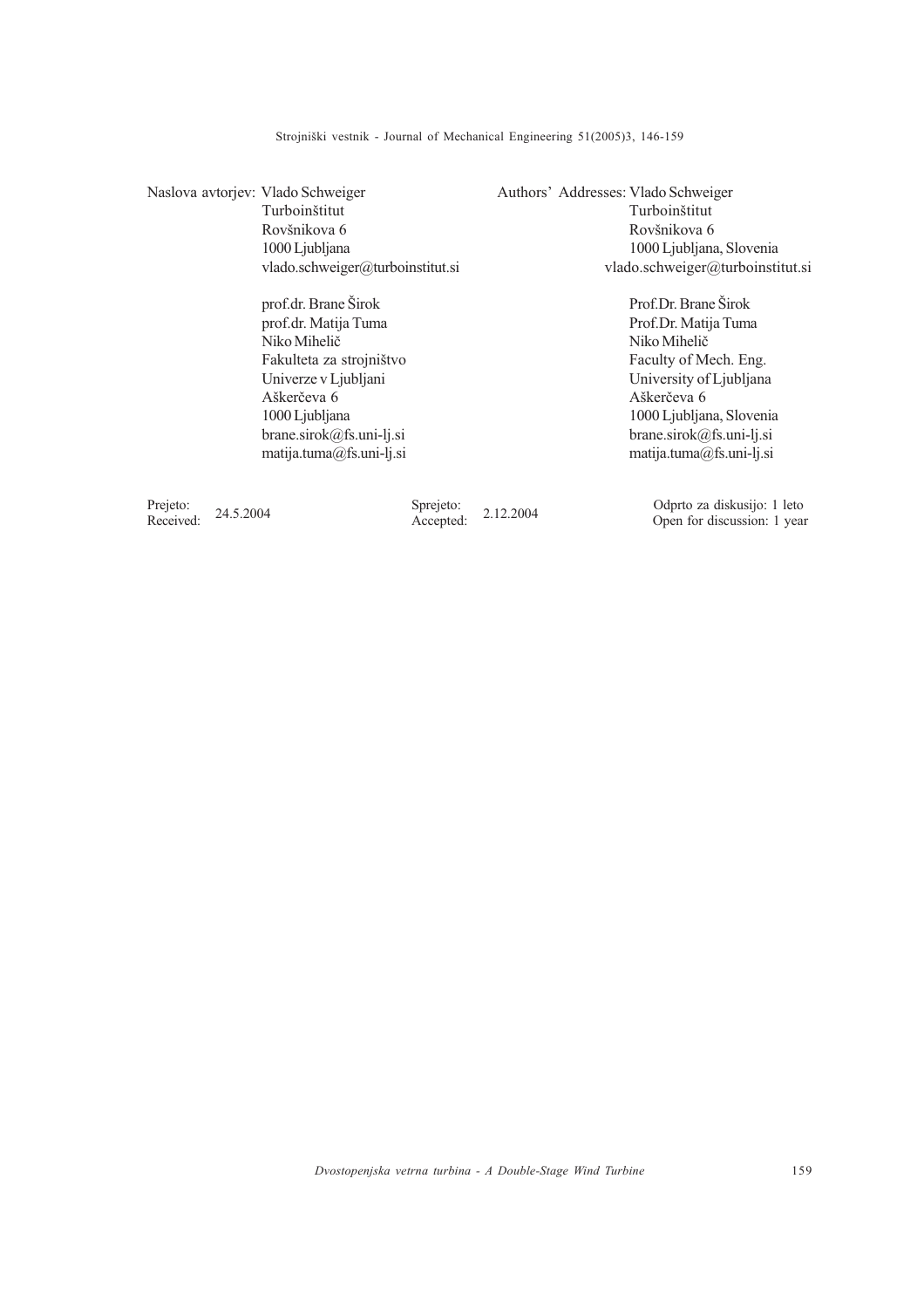Naslova avtorjev: Vlado Schweiger
Turboinštitut
Rovšnikova 6
1000 Ljubljana
vlado.schweiger@turboinstitut.si

prof.dr. Brane Širok
prof.dr. Matija Tuma
Niko Mihelič
Fakulteta za strojništvo
Univerze v Ljubljani
Aškerčeva 6
1000 Ljubljana
brane.sirok@fs.uni-lj.si
matija.tuma@fs.uni-lj.si

Authors' Addresses: Vlado Schweiger
Turboinštitut
Rovšnikova 6
1000 Ljubljana, Slovenia
vlado.schweiger@turboinstitut.si

Prof.Dr. Brane Širok
Prof.Dr. Matija Tuma
Niko Mihelič
Faculty of Mech. Eng.
University of Ljubljana
Aškerčeva 6
1000 Ljubljana, Slovenia
brane.sirok@fs.uni-lj.si
matija.tuma@fs.uni-lj.si

Prejeto:
Received: 24.5.2004

Sprejeto:
Accepted: 2.12.2004

Odprto za diskusijo: 1 leto
Open for discussion: 1 year